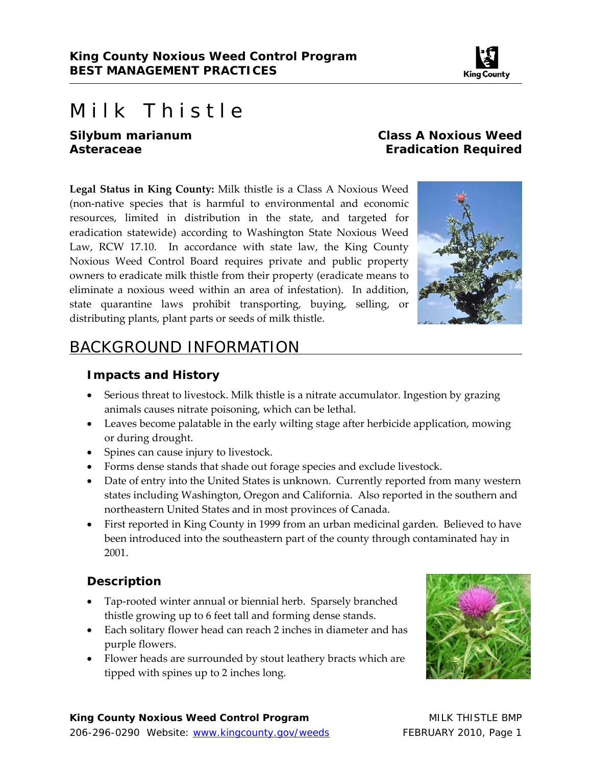**King County Noxious Weed Control Program**
**BEST MANAGEMENT PRACTICES**

# Milk Thistle

**Silybum marianum**
**Asteraceae**

**Class A Noxious Weed**
**Eradication Required**

**Legal Status in King County:** Milk thistle is a Class A Noxious Weed (non-native species that is harmful to environmental and economic resources, limited in distribution in the state, and targeted for eradication statewide) according to Washington State Noxious Weed Law, RCW 17.10. In accordance with state law, the King County Noxious Weed Control Board requires private and public property owners to eradicate milk thistle from their property (eradicate means to eliminate a noxious weed within an area of infestation). In addition, state quarantine laws prohibit transporting, buying, selling, or distributing plants, plant parts or seeds of milk thistle.

## BACKGROUND INFORMATION

### Impacts and History

- Serious threat to livestock. Milk thistle is a nitrate accumulator. Ingestion by grazing animals causes nitrate poisoning, which can be lethal.
- Leaves become palatable in the early wilting stage after herbicide application, mowing or during drought.
- Spines can cause injury to livestock.
- Forms dense stands that shade out forage species and exclude livestock.
- Date of entry into the United States is unknown. Currently reported from many western states including Washington, Oregon and California. Also reported in the southern and northeastern United States and in most provinces of Canada.
- First reported in King County in 1999 from an urban medicinal garden. Believed to have been introduced into the southeastern part of the county through contaminated hay in 2001.

### Description

- Tap-rooted winter annual or biennial herb. Sparsely branched thistle growing up to 6 feet tall and forming dense stands.
- Each solitary flower head can reach 2 inches in diameter and has purple flowers.
- Flower heads are surrounded by stout leathery bracts which are tipped with spines up to 2 inches long.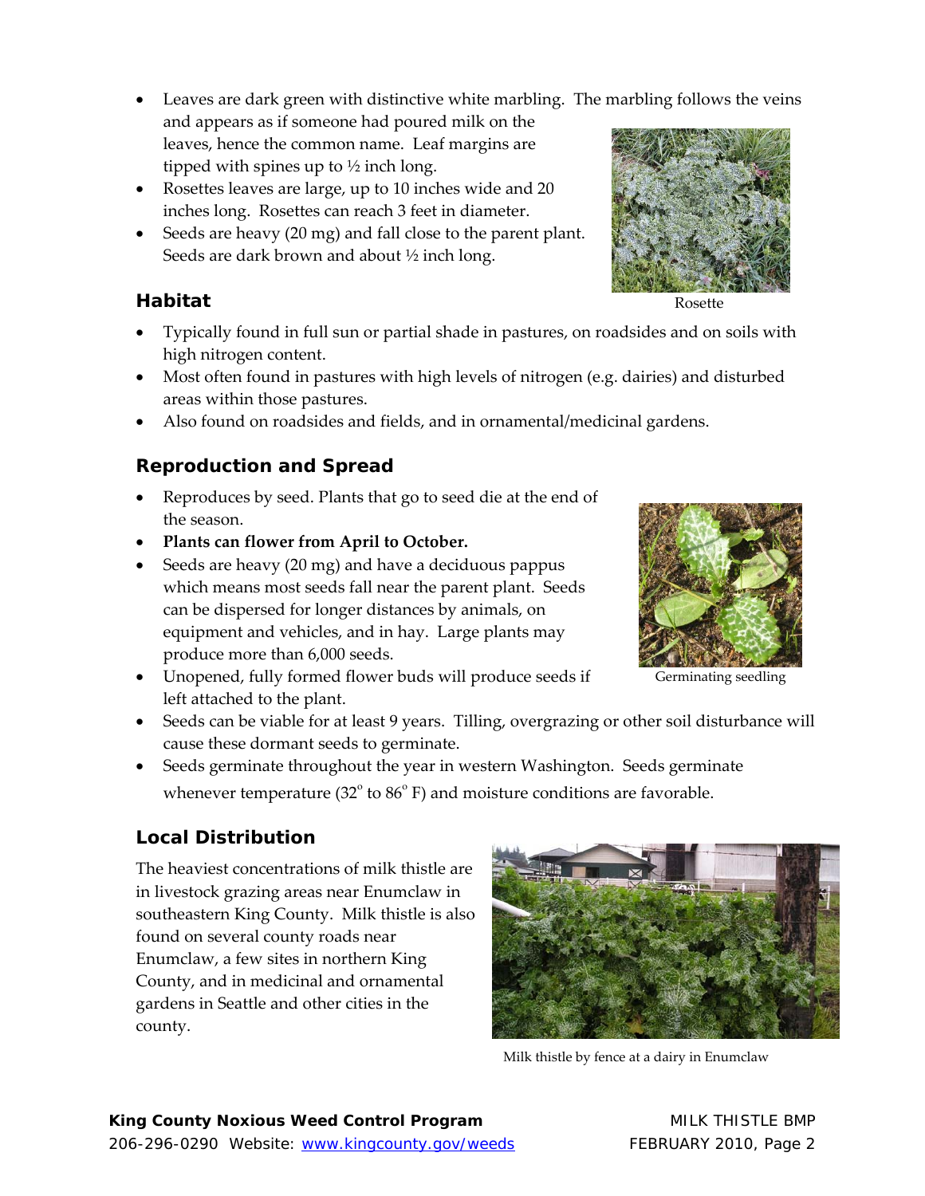- Leaves are dark green with distinctive white marbling. The marbling follows the veins and appears as if someone had poured milk on the leaves, hence the common name. Leaf margins are tipped with spines up to ½ inch long.
- Rosettes leaves are large, up to 10 inches wide and 20 inches long. Rosettes can reach 3 feet in diameter.
- Seeds are heavy (20 mg) and fall close to the parent plant. Seeds are dark brown and about ½ inch long.

Rosette

## Habitat

- Typically found in full sun or partial shade in pastures, on roadsides and on soils with high nitrogen content.
- Most often found in pastures with high levels of nitrogen (e.g. dairies) and disturbed areas within those pastures.
- Also found on roadsides and fields, and in ornamental/medicinal gardens.

## Reproduction and Spread

- Reproduces by seed. Plants that go to seed die at the end of the season.
- **Plants can flower from April to October.**
- Seeds are heavy (20 mg) and have a deciduous pappus which means most seeds fall near the parent plant. Seeds can be dispersed for longer distances by animals, on equipment and vehicles, and in hay. Large plants may produce more than 6,000 seeds.
- Unopened, fully formed flower buds will produce seeds if left attached to the plant.
- Seeds can be viable for at least 9 years. Tilling, overgrazing or other soil disturbance will cause these dormant seeds to germinate.
- Seeds germinate throughout the year in western Washington. Seeds germinate whenever temperature (32° to 86° F) and moisture conditions are favorable.

Germinating seedling

## Local Distribution

The heaviest concentrations of milk thistle are in livestock grazing areas near Enumclaw in southeastern King County. Milk thistle is also found on several county roads near Enumclaw, a few sites in northern King County, and in medicinal and ornamental gardens in Seattle and other cities in the county.

Milk thistle by fence at a dairy in Enumclaw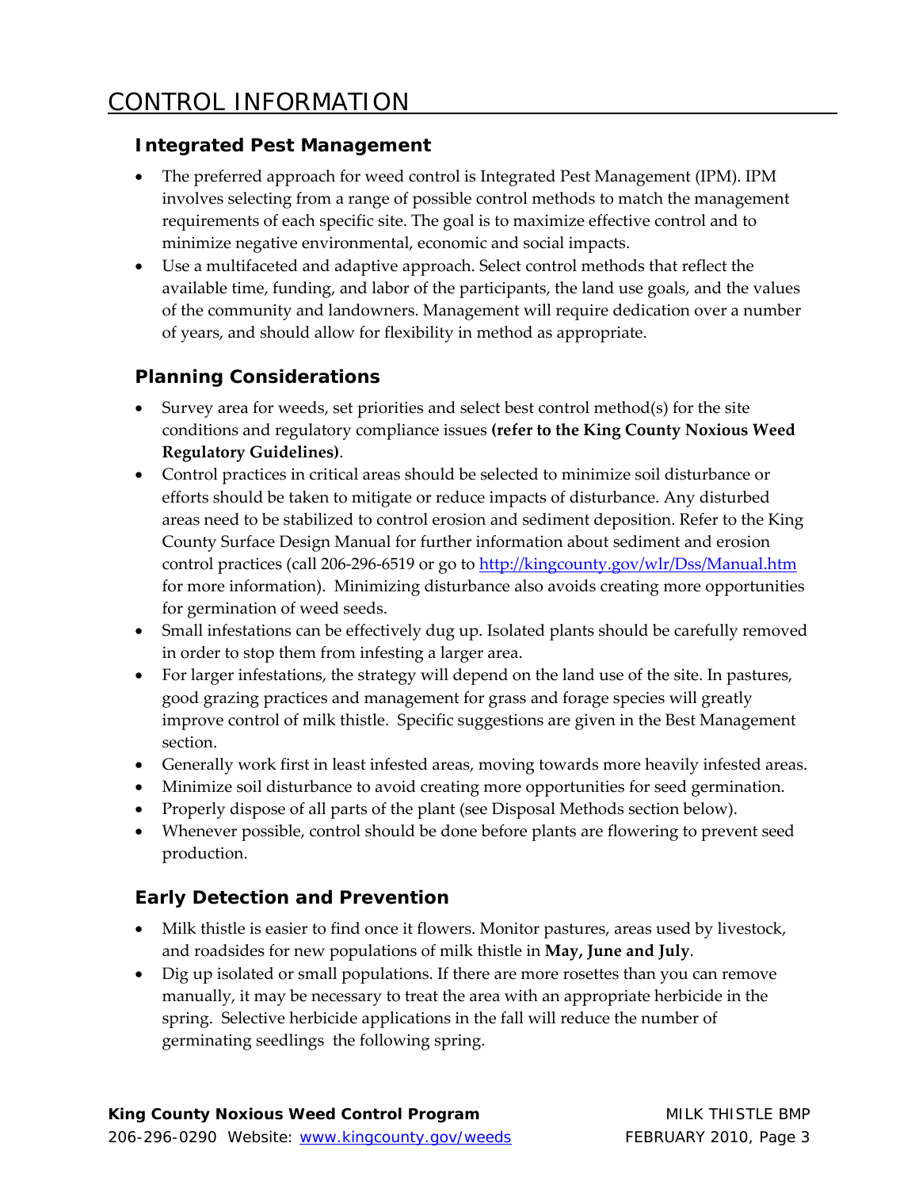# CONTROL INFORMATION

## Integrated Pest Management

- The preferred approach for weed control is Integrated Pest Management (IPM). IPM involves selecting from a range of possible control methods to match the management requirements of each specific site. The goal is to maximize effective control and to minimize negative environmental, economic and social impacts.
- Use a multifaceted and adaptive approach. Select control methods that reflect the available time, funding, and labor of the participants, the land use goals, and the values of the community and landowners. Management will require dedication over a number of years, and should allow for flexibility in method as appropriate.

## Planning Considerations

- Survey area for weeds, set priorities and select best control method(s) for the site conditions and regulatory compliance issues **(refer to the King County Noxious Weed Regulatory Guidelines)**.
- Control practices in critical areas should be selected to minimize soil disturbance or efforts should be taken to mitigate or reduce impacts of disturbance. Any disturbed areas need to be stabilized to control erosion and sediment deposition. Refer to the King County Surface Design Manual for further information about sediment and erosion control practices (call 206-296-6519 or go to [http://kingcounty.gov/wlr/Dss/Manual.htm](http://kingcounty.gov/wlr/Dss/Manual.htm) for more information). Minimizing disturbance also avoids creating more opportunities for germination of weed seeds.
- Small infestations can be effectively dug up. Isolated plants should be carefully removed in order to stop them from infesting a larger area.
- For larger infestations, the strategy will depend on the land use of the site. In pastures, good grazing practices and management for grass and forage species will greatly improve control of milk thistle. Specific suggestions are given in the Best Management section.
- Generally work first in least infested areas, moving towards more heavily infested areas.
- Minimize soil disturbance to avoid creating more opportunities for seed germination.
- Properly dispose of all parts of the plant (see Disposal Methods section below).
- Whenever possible, control should be done before plants are flowering to prevent seed production.

## Early Detection and Prevention

- Milk thistle is easier to find once it flowers. Monitor pastures, areas used by livestock, and roadsides for new populations of milk thistle in **May, June and July**.
- Dig up isolated or small populations. If there are more rosettes than you can remove manually, it may be necessary to treat the area with an appropriate herbicide in the spring. Selective herbicide applications in the fall will reduce the number of germinating seedlings the following spring.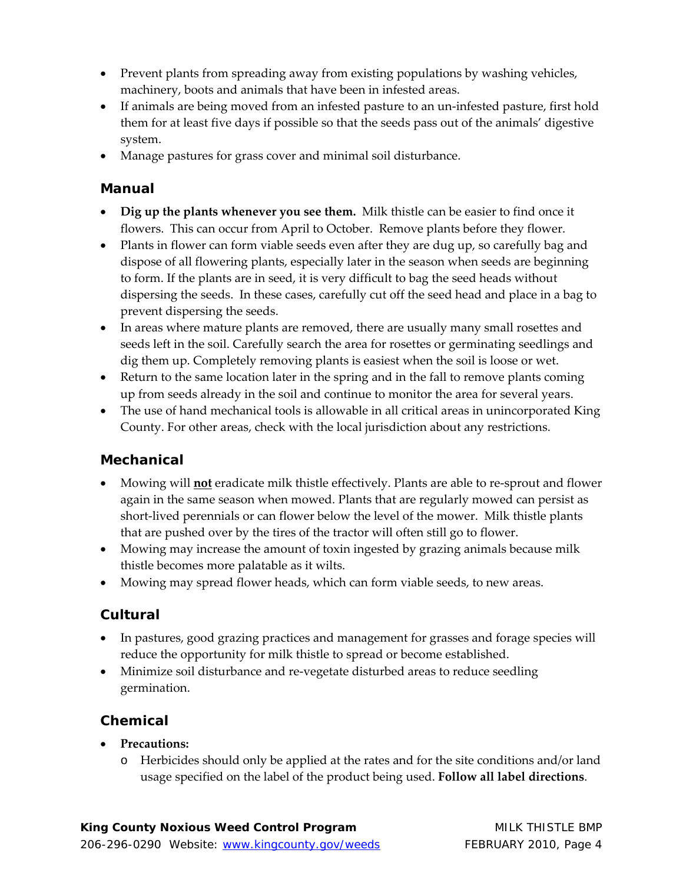- Prevent plants from spreading away from existing populations by washing vehicles, machinery, boots and animals that have been in infested areas.
- If animals are being moved from an infested pasture to an un-infested pasture, first hold them for at least five days if possible so that the seeds pass out of the animals' digestive system.
- Manage pastures for grass cover and minimal soil disturbance.

### Manual

- **Dig up the plants whenever you see them.** Milk thistle can be easier to find once it flowers. This can occur from April to October. Remove plants before they flower.
- Plants in flower can form viable seeds even after they are dug up, so carefully bag and dispose of all flowering plants, especially later in the season when seeds are beginning to form. If the plants are in seed, it is very difficult to bag the seed heads without dispersing the seeds. In these cases, carefully cut off the seed head and place in a bag to prevent dispersing the seeds.
- In areas where mature plants are removed, there are usually many small rosettes and seeds left in the soil. Carefully search the area for rosettes or germinating seedlings and dig them up. Completely removing plants is easiest when the soil is loose or wet.
- Return to the same location later in the spring and in the fall to remove plants coming up from seeds already in the soil and continue to monitor the area for several years.
- The use of hand mechanical tools is allowable in all critical areas in unincorporated King County. For other areas, check with the local jurisdiction about any restrictions.

### Mechanical

- Mowing will **not** eradicate milk thistle effectively. Plants are able to re-sprout and flower again in the same season when mowed. Plants that are regularly mowed can persist as short-lived perennials or can flower below the level of the mower. Milk thistle plants that are pushed over by the tires of the tractor will often still go to flower.
- Mowing may increase the amount of toxin ingested by grazing animals because milk thistle becomes more palatable as it wilts.
- Mowing may spread flower heads, which can form viable seeds, to new areas.

### Cultural

- In pastures, good grazing practices and management for grasses and forage species will reduce the opportunity for milk thistle to spread or become established.
- Minimize soil disturbance and re-vegetate disturbed areas to reduce seedling germination.

### Chemical

- **Precautions:**
  - Herbicides should only be applied at the rates and for the site conditions and/or land usage specified on the label of the product being used. **Follow all label directions**.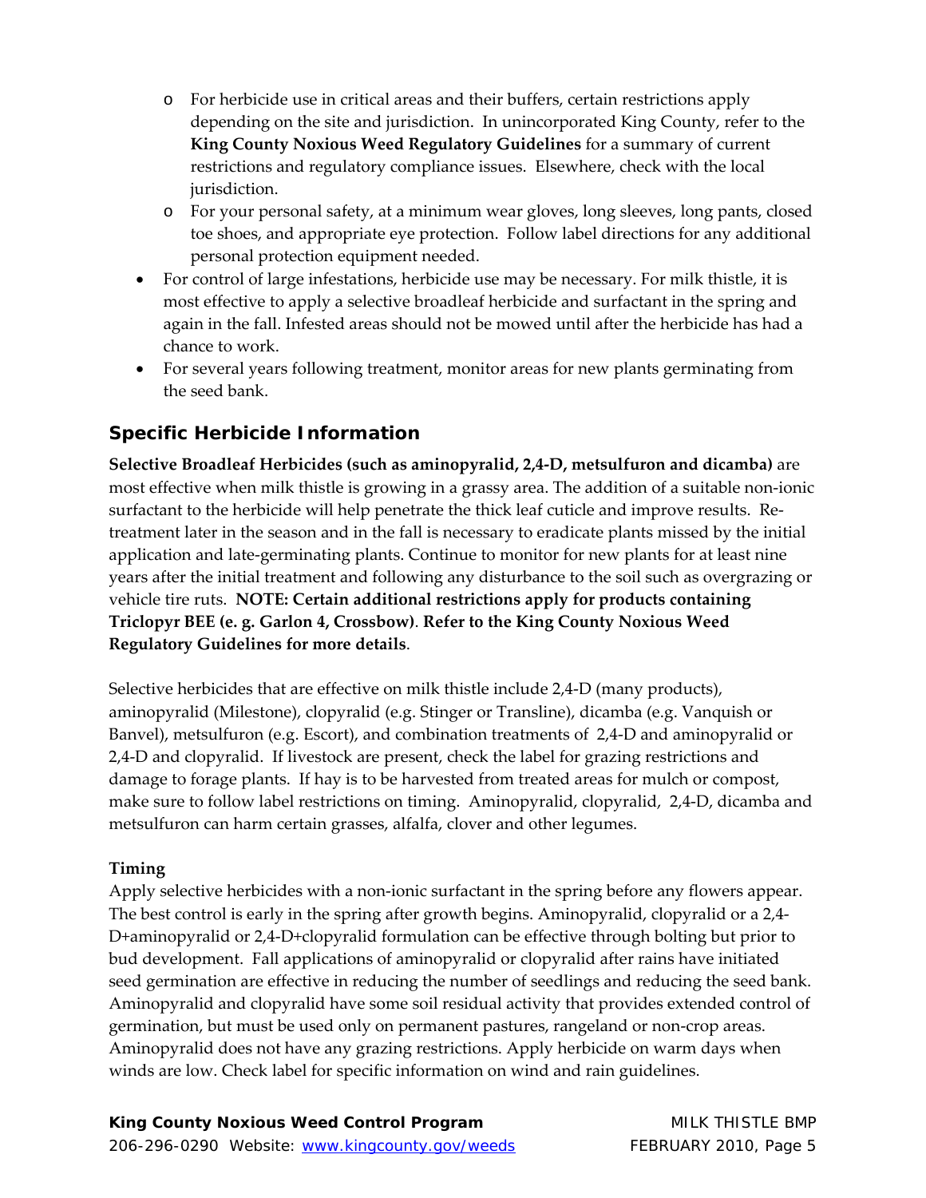- For herbicide use in critical areas and their buffers, certain restrictions apply depending on the site and jurisdiction. In unincorporated King County, refer to the **King County Noxious Weed Regulatory Guidelines** for a summary of current restrictions and regulatory compliance issues. Elsewhere, check with the local jurisdiction.
  - For your personal safety, at a minimum wear gloves, long sleeves, long pants, closed toe shoes, and appropriate eye protection. Follow label directions for any additional personal protection equipment needed.
- For control of large infestations, herbicide use may be necessary. For milk thistle, it is most effective to apply a selective broadleaf herbicide and surfactant in the spring and again in the fall. Infested areas should not be mowed until after the herbicide has had a chance to work.
- For several years following treatment, monitor areas for new plants germinating from the seed bank.

## Specific Herbicide Information

**Selective Broadleaf Herbicides (such as aminopyralid, 2,4-D, metsulfuron and dicamba)** are most effective when milk thistle is growing in a grassy area. The addition of a suitable non-ionic surfactant to the herbicide will help penetrate the thick leaf cuticle and improve results. Re-treatment later in the season and in the fall is necessary to eradicate plants missed by the initial application and late-germinating plants. Continue to monitor for new plants for at least nine years after the initial treatment and following any disturbance to the soil such as overgrazing or vehicle tire ruts. **NOTE: Certain additional restrictions apply for products containing Triclopyr BEE (e. g. Garlon 4, Crossbow)**. **Refer to the King County Noxious Weed Regulatory Guidelines for more details**.

Selective herbicides that are effective on milk thistle include 2,4-D (many products), aminopyralid (Milestone), clopyralid (e.g. Stinger or Transline), dicamba (e.g. Vanquish or Banvel), metsulfuron (e.g. Escort), and combination treatments of 2,4-D and aminopyralid or 2,4-D and clopyralid. If livestock are present, check the label for grazing restrictions and damage to forage plants. If hay is to be harvested from treated areas for mulch or compost, make sure to follow label restrictions on timing. Aminopyralid, clopyralid, 2,4-D, dicamba and metsulfuron can harm certain grasses, alfalfa, clover and other legumes.

**Timing**

Apply selective herbicides with a non-ionic surfactant in the spring before any flowers appear. The best control is early in the spring after growth begins. Aminopyralid, clopyralid or a 2,4-D+aminopyralid or 2,4-D+clopyralid formulation can be effective through bolting but prior to bud development. Fall applications of aminopyralid or clopyralid after rains have initiated seed germination are effective in reducing the number of seedlings and reducing the seed bank. Aminopyralid and clopyralid have some soil residual activity that provides extended control of germination, but must be used only on permanent pastures, rangeland or non-crop areas. Aminopyralid does not have any grazing restrictions. Apply herbicide on warm days when winds are low. Check label for specific information on wind and rain guidelines.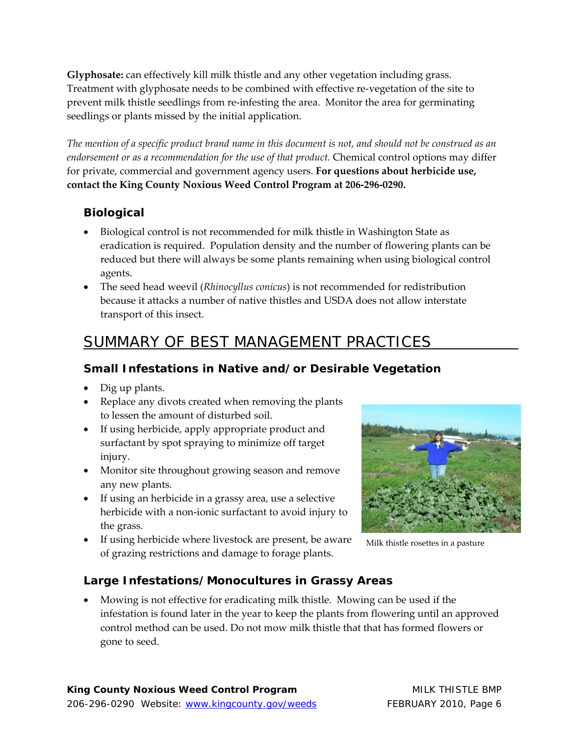**Glyphosate:** can effectively kill milk thistle and any other vegetation including grass. Treatment with glyphosate needs to be combined with effective re-vegetation of the site to prevent milk thistle seedlings from re-infesting the area. Monitor the area for germinating seedlings or plants missed by the initial application.

*The mention of a specific product brand name in this document is not, and should not be construed as an endorsement or as a recommendation for the use of that product.* Chemical control options may differ for private, commercial and government agency users. **For questions about herbicide use, contact the King County Noxious Weed Control Program at 206-296-0290.**

### Biological

- Biological control is not recommended for milk thistle in Washington State as eradication is required. Population density and the number of flowering plants can be reduced but there will always be some plants remaining when using biological control agents.
- The seed head weevil (*Rhinocyllus conicus*) is not recommended for redistribution because it attacks a number of native thistles and USDA does not allow interstate transport of this insect.

## SUMMARY OF BEST MANAGEMENT PRACTICES

### Small Infestations in Native and/or Desirable Vegetation

- Dig up plants.
- Replace any divots created when removing the plants to lessen the amount of disturbed soil.
- If using herbicide, apply appropriate product and surfactant by spot spraying to minimize off target injury.
- Monitor site throughout growing season and remove any new plants.
- If using an herbicide in a grassy area, use a selective herbicide with a non-ionic surfactant to avoid injury to the grass.
- If using herbicide where livestock are present, be aware of grazing restrictions and damage to forage plants.

Milk thistle rosettes in a pasture

### Large Infestations/Monocultures in Grassy Areas

- Mowing is not effective for eradicating milk thistle. Mowing can be used if the infestation is found later in the year to keep the plants from flowering until an approved control method can be used. Do not mow milk thistle that that has formed flowers or gone to seed.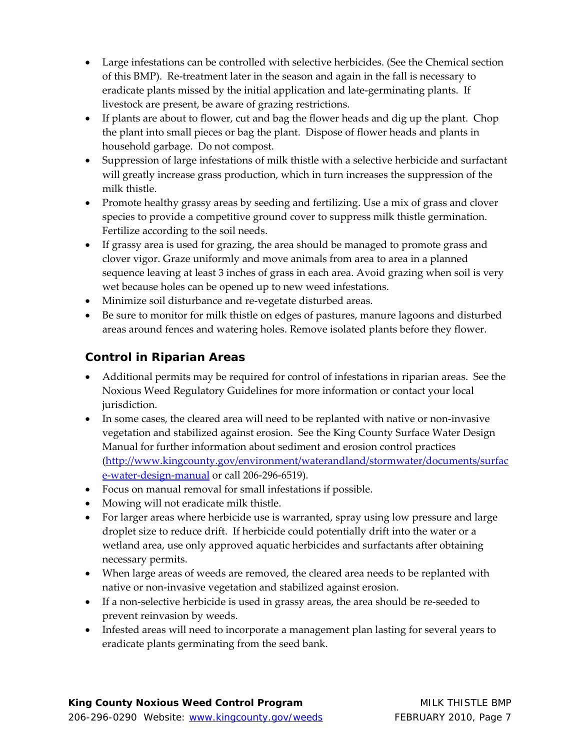- Large infestations can be controlled with selective herbicides. (See the Chemical section of this BMP). Re-treatment later in the season and again in the fall is necessary to eradicate plants missed by the initial application and late-germinating plants. If livestock are present, be aware of grazing restrictions.
- If plants are about to flower, cut and bag the flower heads and dig up the plant. Chop the plant into small pieces or bag the plant. Dispose of flower heads and plants in household garbage. Do not compost.
- Suppression of large infestations of milk thistle with a selective herbicide and surfactant will greatly increase grass production, which in turn increases the suppression of the milk thistle.
- Promote healthy grassy areas by seeding and fertilizing. Use a mix of grass and clover species to provide a competitive ground cover to suppress milk thistle germination. Fertilize according to the soil needs.
- If grassy area is used for grazing, the area should be managed to promote grass and clover vigor. Graze uniformly and move animals from area to area in a planned sequence leaving at least 3 inches of grass in each area. Avoid grazing when soil is very wet because holes can be opened up to new weed infestations.
- Minimize soil disturbance and re-vegetate disturbed areas.
- Be sure to monitor for milk thistle on edges of pastures, manure lagoons and disturbed areas around fences and watering holes. Remove isolated plants before they flower.

## Control in Riparian Areas

- Additional permits may be required for control of infestations in riparian areas. See the Noxious Weed Regulatory Guidelines for more information or contact your local jurisdiction.
- In some cases, the cleared area will need to be replanted with native or non-invasive vegetation and stabilized against erosion. See the King County Surface Water Design Manual for further information about sediment and erosion control practices (http://www.kingcounty.gov/environment/waterandland/stormwater/documents/surface-water-design-manual or call 206-296-6519).
- Focus on manual removal for small infestations if possible.
- Mowing will not eradicate milk thistle.
- For larger areas where herbicide use is warranted, spray using low pressure and large droplet size to reduce drift. If herbicide could potentially drift into the water or a wetland area, use only approved aquatic herbicides and surfactants after obtaining necessary permits.
- When large areas of weeds are removed, the cleared area needs to be replanted with native or non-invasive vegetation and stabilized against erosion.
- If a non-selective herbicide is used in grassy areas, the area should be re-seeded to prevent reinvasion by weeds.
- Infested areas will need to incorporate a management plan lasting for several years to eradicate plants germinating from the seed bank.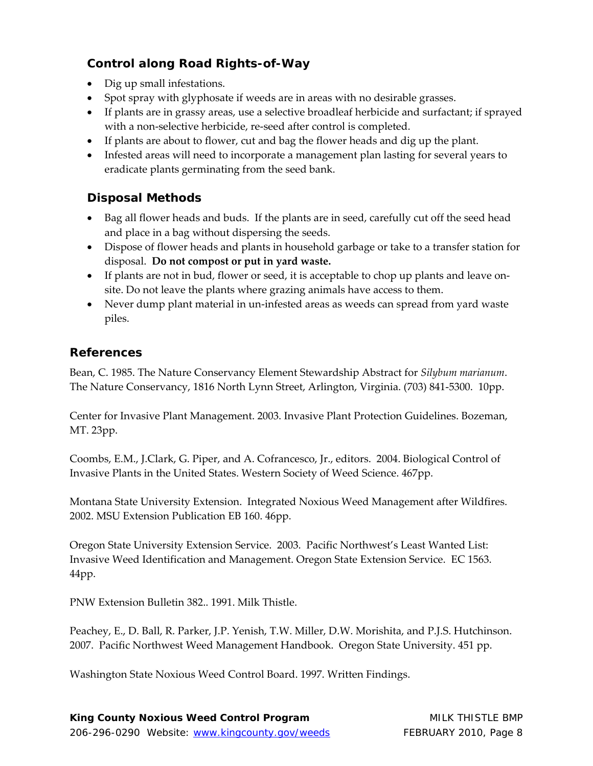### Control along Road Rights-of-Way

- Dig up small infestations.
- Spot spray with glyphosate if weeds are in areas with no desirable grasses.
- If plants are in grassy areas, use a selective broadleaf herbicide and surfactant; if sprayed with a non-selective herbicide, re-seed after control is completed.
- If plants are about to flower, cut and bag the flower heads and dig up the plant.
- Infested areas will need to incorporate a management plan lasting for several years to eradicate plants germinating from the seed bank.

### Disposal Methods

- Bag all flower heads and buds. If the plants are in seed, carefully cut off the seed head and place in a bag without dispersing the seeds.
- Dispose of flower heads and plants in household garbage or take to a transfer station for disposal. **Do not compost or put in yard waste.**
- If plants are not in bud, flower or seed, it is acceptable to chop up plants and leave on-site. Do not leave the plants where grazing animals have access to them.
- Never dump plant material in un-infested areas as weeds can spread from yard waste piles.

## References

Bean, C. 1985. The Nature Conservancy Element Stewardship Abstract for *Silybum marianum*. The Nature Conservancy, 1816 North Lynn Street, Arlington, Virginia. (703) 841-5300. 10pp.

Center for Invasive Plant Management. 2003. Invasive Plant Protection Guidelines. Bozeman, MT. 23pp.

Coombs, E.M., J.Clark, G. Piper, and A. Cofrancesco, Jr., editors. 2004. Biological Control of Invasive Plants in the United States. Western Society of Weed Science. 467pp.

Montana State University Extension. Integrated Noxious Weed Management after Wildfires. 2002. MSU Extension Publication EB 160. 46pp.

Oregon State University Extension Service. 2003. Pacific Northwest's Least Wanted List: Invasive Weed Identification and Management. Oregon State Extension Service. EC 1563. 44pp.

PNW Extension Bulletin 382.. 1991. Milk Thistle.

Peachey, E., D. Ball, R. Parker, J.P. Yenish, T.W. Miller, D.W. Morishita, and P.J.S. Hutchinson. 2007. Pacific Northwest Weed Management Handbook. Oregon State University. 451 pp.

Washington State Noxious Weed Control Board. 1997. Written Findings.